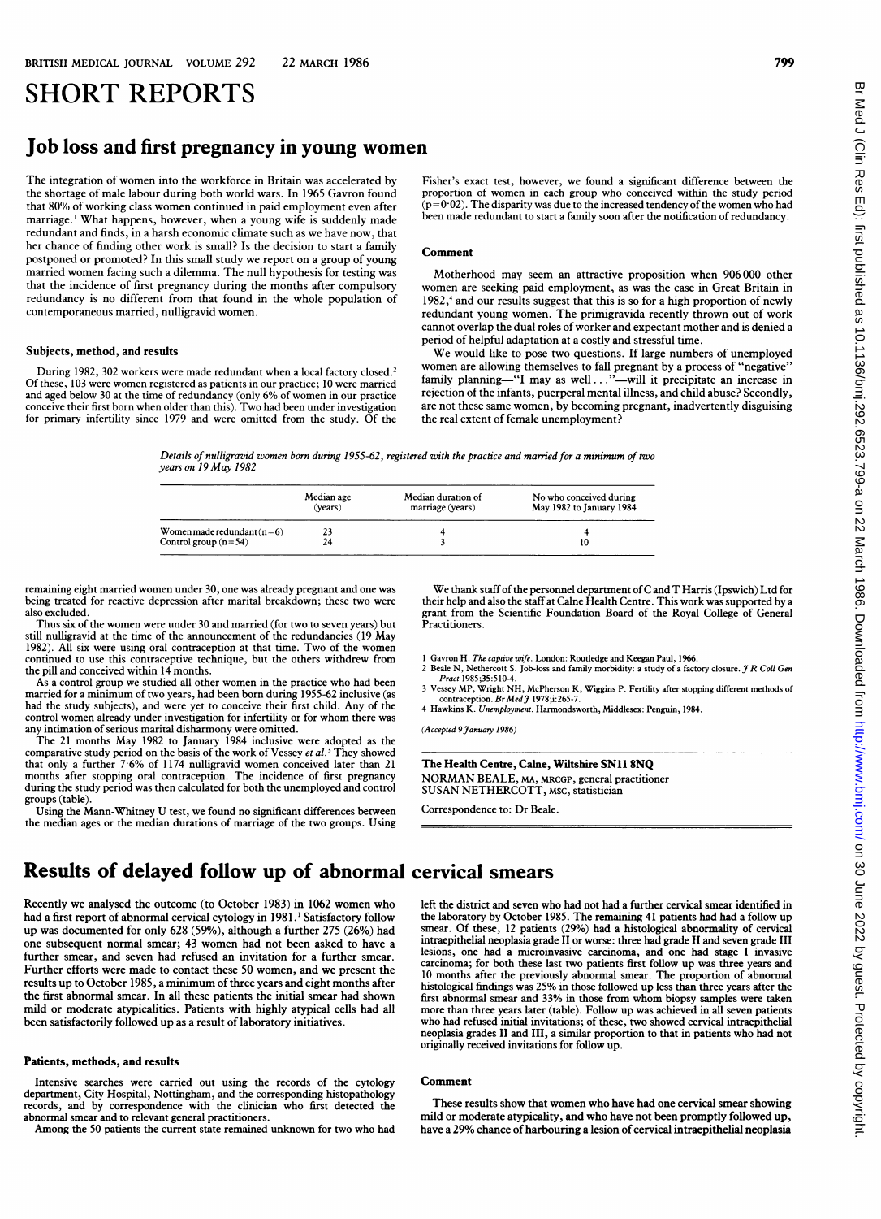# SHORT REPORTS

## Job loss and first pregnancy in young women

The integration of women into the workforce in Britain was accelerated by the shortage of male labour during both world wars. In 1965 Gavron found that 80% of working class women continued in paid employment even after marriage.[1] What happens, however, when a young wife is suddenly made redundant and finds, in a harsh economic climate such as we have now, that her chance of finding other work is small? Is the decision to start a family postponed or promoted? In this small study we report on a group of young married women facing such a dilemma. The null hypothesis for testing was that the incidence of first pregnancy during the months after compulsory redundancy is no different from that found in the whole population of contemporaneous married, nulligravid women.

### Subjects, method, and results

During 1982, 302 workers were made redundant when a local factory closed.[2] Of these, 103 were women registered as patients in our practice; 10 were married and aged below 30 at the time of redundancy (only 6% of women in our practice conceive their first born when older than this). Two had been under investigation for primary infertility since 1979 and were omitted from the study. Of the remaining eight married women under 30, one was already pregnant and one was being treated for reactive depression after marital breakdown; these two were also excluded.

Thus six of the women were under 30 and married (for two to seven years) but still nulligravid at the time of the announcement of the redundancies (19 May 1982). All six were using oral contraception at that time. Two of the women continued to use this contraceptive technique, but the others withdrew from the pill and conceived within 14 months.

As a control group we studied all other women in the practice who had been married for a minimum of two years, had been born during 1955-62 inclusive (as had the study subjects), and were yet to conceive their first child. Any of the control women already under investigation for infertility or for whom there was any intimation of serious marital disharmony were omitted.

The 21 months May 1982 to January 1984 inclusive were adopted as the comparative study period on the basis of the work of Vessey *et al*.[3] They showed that only a further 7·6% of 1174 nulligravid women conceived later than 21 months after stopping oral contraception. The incidence of first pregnancy during the study period was then calculated for both the unemployed and control groups (table).

Using the Mann-Whitney U test, we found no significant differences between the median ages or the median durations of marriage of the two groups. Using Fisher's exact test, however, we found a significant difference between the proportion of women in each group who conceived within the study period ($p = 0·02$). The disparity was due to the increased tendency of the women who had been made redundant to start a family soon after the notification of redundancy.

*Details of nulligravid women born during 1955-62, registered with the practice and married for a minimum of two years on 19 May 1982*

| | Median age (years) | Median duration of marriage (years) | No who conceived during May 1982 to January 1984 |
|---|---|---|---|
| Women made redundant (n=6) | 23 | 4 | 4 |
| Control group (n=54) | 24 | 3 | 10 |

### Comment

Motherhood may seem an attractive proposition when 906 000 other women are seeking paid employment, as was the case in Great Britain in 1982,[4] and our results suggest that this is so for a high proportion of newly redundant young women. The primigravida recently thrown out of work cannot overlap the dual roles of worker and expectant mother and is denied a period of helpful adaptation at a costly and stressful time.

We would like to pose two questions. If large numbers of unemployed women are allowing themselves to fall pregnant by a process of "negative" family planning—"I may as well . . ."—will it precipitate an increase in rejection of the infants, puerperal mental illness, and child abuse? Secondly, are not these same women, by becoming pregnant, inadvertently disguising the real extent of female unemployment?

We thank staff of the personnel department of C and T Harris (Ipswich) Ltd for their help and also the staff at Calne Health Centre. This work was supported by a grant from the Scientific Foundation Board of the Royal College of General Practitioners.

1 Gavron H. *The captive wife*. London: Routledge and Keegan Paul, 1966.
2 Beale N, Nethercott S. Job-loss and family morbidity: a study of a factory closure. *J R Coll Gen Pract* 1985;35:510-4.
3 Vessey MP, Wright NH, McPherson K, Wiggins P. Fertility after stopping different methods of contraception. *Br Med J* 1978;i:265-7.
4 Hawkins K. *Unemployment*. Harmondsworth, Middlesex: Penguin, 1984.

*(Accepted 9 January 1986)*

**The Health Centre, Calne, Wiltshire SN11 8NQ**
NORMAN BEALE, MA, MRCGP, general practitioner
SUSAN NETHERCOTT, MSC, statistician

Correspondence to: Dr Beale.

## Results of delayed follow up of abnormal cervical smears

Recently we analysed the outcome (to October 1983) in 1062 women who had a first report of abnormal cervical cytology in 1981.[1] Satisfactory follow up was documented for only 628 (59%), although a further 275 (26%) had one subsequent normal smear; 43 women had not been asked to have a further smear, and seven had refused an invitation for a further smear. Further efforts were made to contact these 50 women, and we present the results up to October 1985, a minimum of three years and eight months after the first abnormal smear. In all these patients the initial smear had shown mild or moderate atypicalities. Patients with highly atypical cells had all been satisfactorily followed up as a result of laboratory initiatives.

### Patients, methods, and results

Intensive searches were carried out using the records of the cytology department, City Hospital, Nottingham, and the corresponding histopathology records, and by correspondence with the clinician who first detected the abnormal smear and to relevant general practitioners.

Among the 50 patients the current state remained unknown for two who had left the district and seven who had not had a further cervical smear identified in the laboratory by October 1985. The remaining 41 patients had had a follow up smear. Of these, 12 patients (29%) had a histological abnormality of cervical intraepithelial neoplasia grade II or worse: three had grade II and seven grade III lesions, one had a microinvasive carcinoma, and one had stage I invasive carcinoma; for both these last two patients first follow up was three years and 10 months after the previously abnormal smear. The proportion of abnormal histological findings was 25% in those followed up less than three years after the first abnormal smear and 33% in those from whom biopsy samples were taken more than three years later (table). Follow up was achieved in all seven patients who had refused initial invitations; of these, two showed cervical intraepithelial neoplasia grades II and III, a similar proportion to that in patients who had not originally received invitations for follow up.

### Comment

These results show that women who have had one cervical smear showing mild or moderate atypicality, and who have not been promptly followed up, have a 29% chance of harbouring a lesion of cervical intraepithelial neoplasia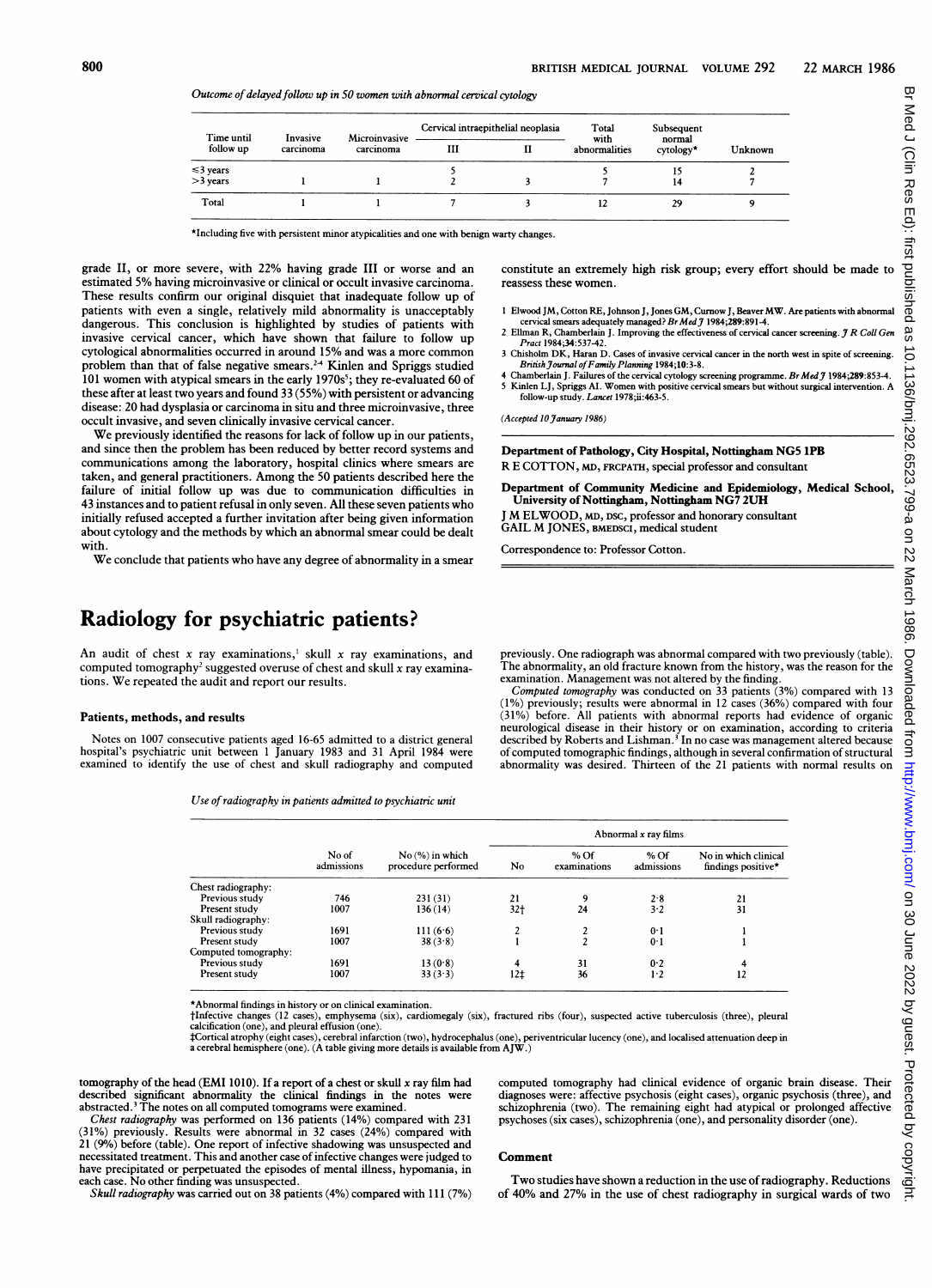*Outcome of delayed follow up in 50 women with abnormal cervical cytology*

| Time until follow up | Invasive carcinoma | Microinvasive carcinoma | Cervical intraepithelial neoplasia | | Total with abnormalities | Subsequent normal cytology* | Unknown |
|---|---|---|---|---|---|---|---|
| | | | III | II | | | |
| ≤3 years | | | 5 | | 5 | 15 | 2 |
| >3 years | 1 | 1 | 2 | 3 | 7 | 14 | 7 |
| Total | 1 | 1 | 7 | 3 | 12 | 29 | 9 |

*Including five with persistent minor atypicalities and one with benign warty changes.

grade II, or more severe, with 22% having grade III or worse and an estimated 5% having microinvasive or clinical or occult invasive carcinoma. These results confirm our original disquiet that inadequate follow up of patients with even a single, relatively mild abnormality is unacceptably dangerous. This conclusion is highlighted by studies of patients with invasive cervical cancer, which have shown that failure to follow up cytological abnormalities occurred in around 15% and was a more common problem than that of false negative smears.[2-4] Kinlen and Spriggs studied 101 women with atypical smears in the early 1970s[5]; they re-evaluated 60 of these after at least two years and found 33 (55%) with persistent or advancing disease: 20 had dysplasia or carcinoma in situ and three microinvasive, three occult invasive, and seven clinically invasive cervical cancer.

We previously identified the reasons for lack of follow up in our patients, and since then the problem has been reduced by better record systems and communications among the laboratory, hospital clinics where smears are taken, and general practitioners. Among the 50 patients described here the failure of initial follow up was due to communication difficulties in 43 instances and to patient refusal in only seven. All these seven patients who initially refused accepted a further invitation after being given information about cytology and the methods by which an abnormal smear could be dealt with.

We conclude that patients who have any degree of abnormality in a smear constitute an extremely high risk group; every effort should be made to reassess these women.

1 Elwood JM, Cotton RE, Johnson J, Jones GM, Curnow J, Beaver MW. Are patients with abnormal cervical smears adequately managed? *Br Med J* 1984;289:891-4.
2 Ellman R, Chamberlain J. Improving the effectiveness of cervical cancer screening. *J R Coll Gen Pract* 1984;34:537-42.
3 Chisholm DK, Haran D. Cases of invasive cervical cancer in the north west in spite of screening. *British Journal of Family Planning* 1984;10:3-8.
4 Chamberlain J. Failures of the cervical cytology screening programme. *Br Med J* 1984;289:853-4.
5 Kinlen LJ, Spriggs AI. Women with positive cervical smears but without surgical intervention. A follow-up study. *Lancet* 1978;ii:463-5.

*(Accepted 10 January 1986)*

**Department of Pathology, City Hospital, Nottingham NG5 1PB**
R E COTTON, MD, FRCPATH, special professor and consultant

**Department of Community Medicine and Epidemiology, Medical School, University of Nottingham, Nottingham NG7 2UH**
J M ELWOOD, MD, DSC, professor and honorary consultant
GAIL M JONES, BMEDSCI, medical student

Correspondence to: Professor Cotton.

# Radiology for psychiatric patients?

An audit of chest x ray examinations,[1] skull x ray examinations, and computed tomography[2] suggested overuse of chest and skull x ray examinations. We repeated the audit and report our results.

## Patients, methods, and results

Notes on 1007 consecutive patients aged 16-65 admitted to a district general hospital's psychiatric unit between 1 January 1983 and 31 April 1984 were examined to identify the use of chest and skull radiography and computed tomography of the head (EMI 1010). If a report of a chest or skull x ray film had described significant abnormality the clinical findings in the notes were abstracted.[3] The notes on all computed tomograms were examined.

*Chest radiography* was performed on 136 patients (14%) compared with 231 (31%) previously. Results were abnormal in 32 cases (24%) compared with 21 (9%) before (table). One report of infective shadowing was unsuspected and necessitated treatment. This and another case of infective changes were judged to have precipitated or perpetuated the episodes of mental illness, hypomania, in each case. No other finding was unsuspected.

*Skull radiography* was carried out on 38 patients (4%) compared with 111 (7%) previously. One radiograph was abnormal compared with two previously (table). The abnormality, an old fracture known from the history, was the reason for the examination. Management was not altered by the finding.

*Computed tomography* was conducted on 33 patients (3%) compared with 13 (1%) previously; results were abnormal in 12 cases (36%) compared with four (31%) before. All patients with abnormal reports had evidence of organic neurological disease in their history or on examination, according to criteria described by Roberts and Lishman.[3] In no case was management altered because of computed tomographic findings, although in several confirmation of structural abnormality was desired. Thirteen of the 21 patients with normal results on computed tomography had clinical evidence of organic brain disease. Their diagnoses were: affective psychosis (eight cases), organic psychosis (three), and schizophrenia (two). The remaining eight had atypical or prolonged affective psychoses (six cases), schizophrenia (one), and personality disorder (one).

*Use of radiography in patients admitted to psychiatric unit*

| | No of admissions | No (%) in which procedure performed | Abnormal x ray films | | | |
|---|---|---|---|---|---|---|
| | | | No | % Of examinations | % Of admissions | No in which clinical findings positive* |
| Chest radiography: | | | | | | |
| Previous study | 746 | 231 (31) | 21 | 9 | 2·8 | 21 |
| Present study | 1007 | 136 (14) | 32† | 24 | 3·2 | 31 |
| Skull radiography: | | | | | | |
| Previous study | 1691 | 111 (6·6) | 2 | 2 | 0·1 | 1 |
| Present study | 1007 | 38 (3·8) | 1 | 2 | 0·1 | 1 |
| Computed tomography: | | | | | | |
| Previous study | 1691 | 13 (0·8) | 4 | 31 | 0·2 | 4 |
| Present study | 1007 | 33 (3·3) | 12‡ | 36 | 1·2 | 12 |

*Abnormal findings in history or on clinical examination.
†Infective changes (12 cases), emphysema (six), cardiomegaly (six), fractured ribs (four), suspected active tuberculosis (three), pleural calcification (one), and pleural effusion (one).
‡Cortical atrophy (eight cases), cerebral infarction (two), hydrocephalus (one), periventricular lucency (one), and localised attenuation deep in a cerebral hemisphere (one). (A table giving more details is available from AJW.)

## Comment

Two studies have shown a reduction in the use of radiography. Reductions of 40% and 27% in the use of chest radiography in surgical wards of two